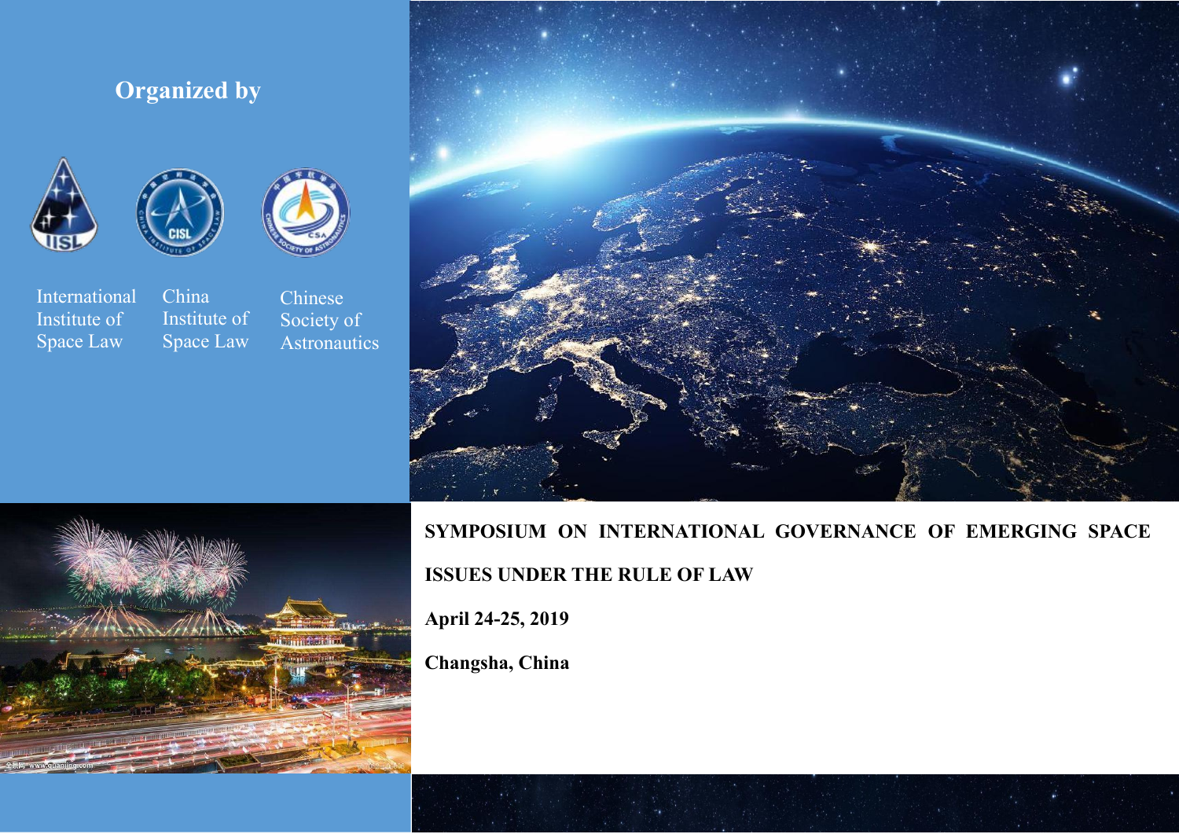## Organized by

International Institute of Space Law

China Institute of Space Law

Chinese Society of Astronautics

# SYMPOSIUM ON INTERNATIONAL GOVERNANCE OF EMERGING SPACE ISSUES UNDER THE RULE OF LAW

**April 24-25, 2019**

**Changsha, China**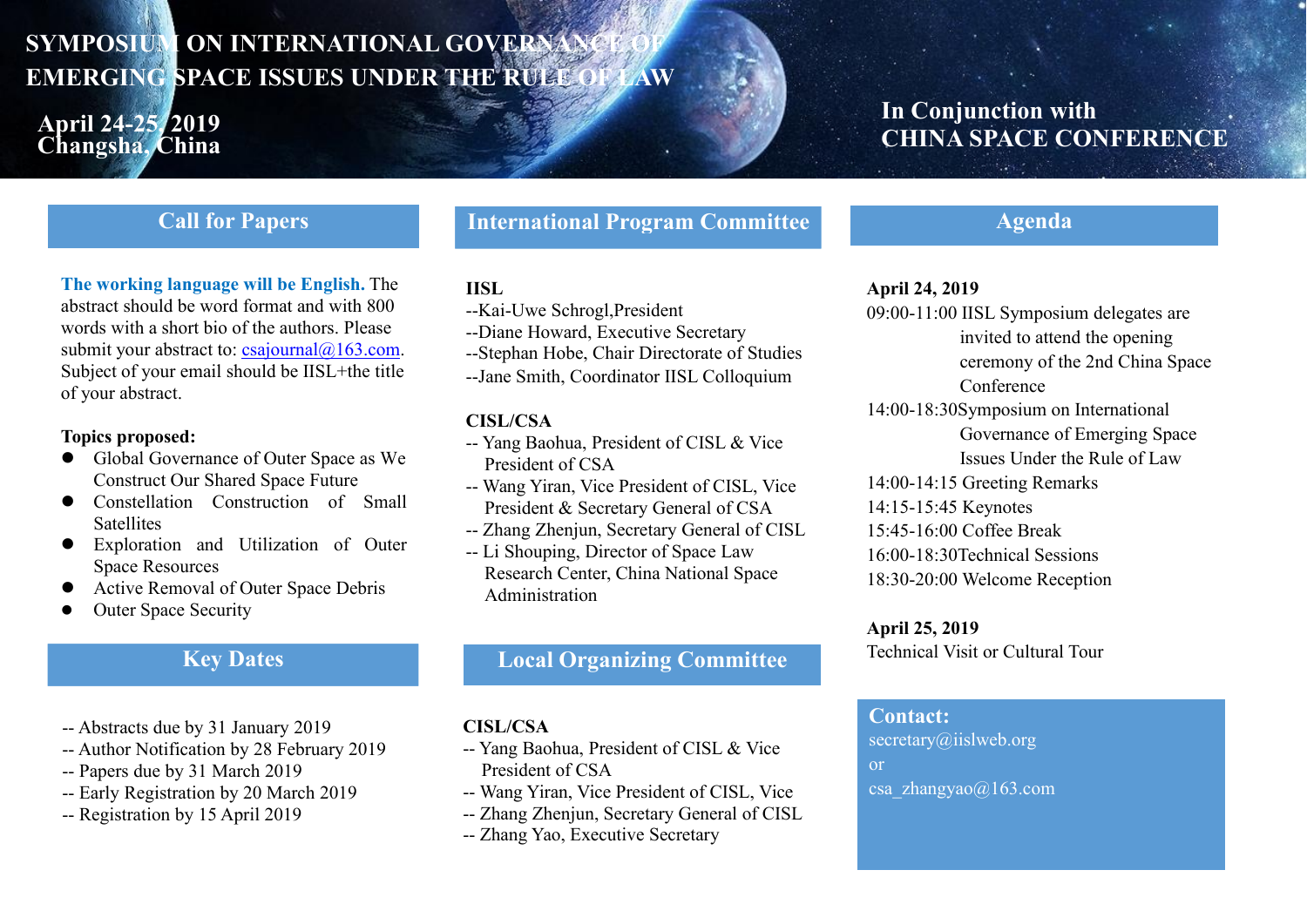# SYMPOSIUM ON INTERNATIONAL GOVERNANCE OF EMERGING SPACE ISSUES UNDER THE RULE OF LAW

**April 24-25, 2019**
**Changsha, China**

**In Conjunction with**
**CHINA SPACE CONFERENCE**

## Call for Papers

**The working language will be English.** The abstract should be word format and with 800 words with a short bio of the authors. Please submit your abstract to: csajournal@163.com. Subject of your email should be IISL+the title of your abstract.

**Topics proposed:**

- Global Governance of Outer Space as We Construct Our Shared Space Future
- Constellation Construction of Small Satellites
- Exploration and Utilization of Outer Space Resources
- Active Removal of Outer Space Debris
- Outer Space Security

## Key Dates

-- Abstracts due by 31 January 2019
-- Author Notification by 28 February 2019
-- Papers due by 31 March 2019
-- Early Registration by 20 March 2019
-- Registration by 15 April 2019

## International Program Committee

**IISL**

--Kai-Uwe Schrogl,President
--Diane Howard, Executive Secretary
--Stephan Hobe, Chair Directorate of Studies
--Jane Smith, Coordinator IISL Colloquium

**CISL/CSA**

-- Yang Baohua, President of CISL & Vice President of CSA
-- Wang Yiran, Vice President of CISL, Vice President & Secretary General of CSA
-- Zhang Zhenjun, Secretary General of CISL
-- Li Shouping, Director of Space Law Research Center, China National Space Administration

## Local Organizing Committee

**CISL/CSA**

-- Yang Baohua, President of CISL & Vice President of CSA
-- Wang Yiran, Vice President of CISL, Vice
-- Zhang Zhenjun, Secretary General of CISL
-- Zhang Yao, Executive Secretary

## Agenda

**April 24, 2019**

09:00-11:00 IISL Symposium delegates are invited to attend the opening ceremony of the 2nd China Space Conference
14:00-18:30 Symposium on International Governance of Emerging Space Issues Under the Rule of Law
14:00-14:15 Greeting Remarks
14:15-15:45 Keynotes
15:45-16:00 Coffee Break
16:00-18:30 Technical Sessions
18:30-20:00 Welcome Reception

**April 25, 2019**

Technical Visit or Cultural Tour

**Contact:**
secretary@iislweb.org
or
csa_zhangyao@163.com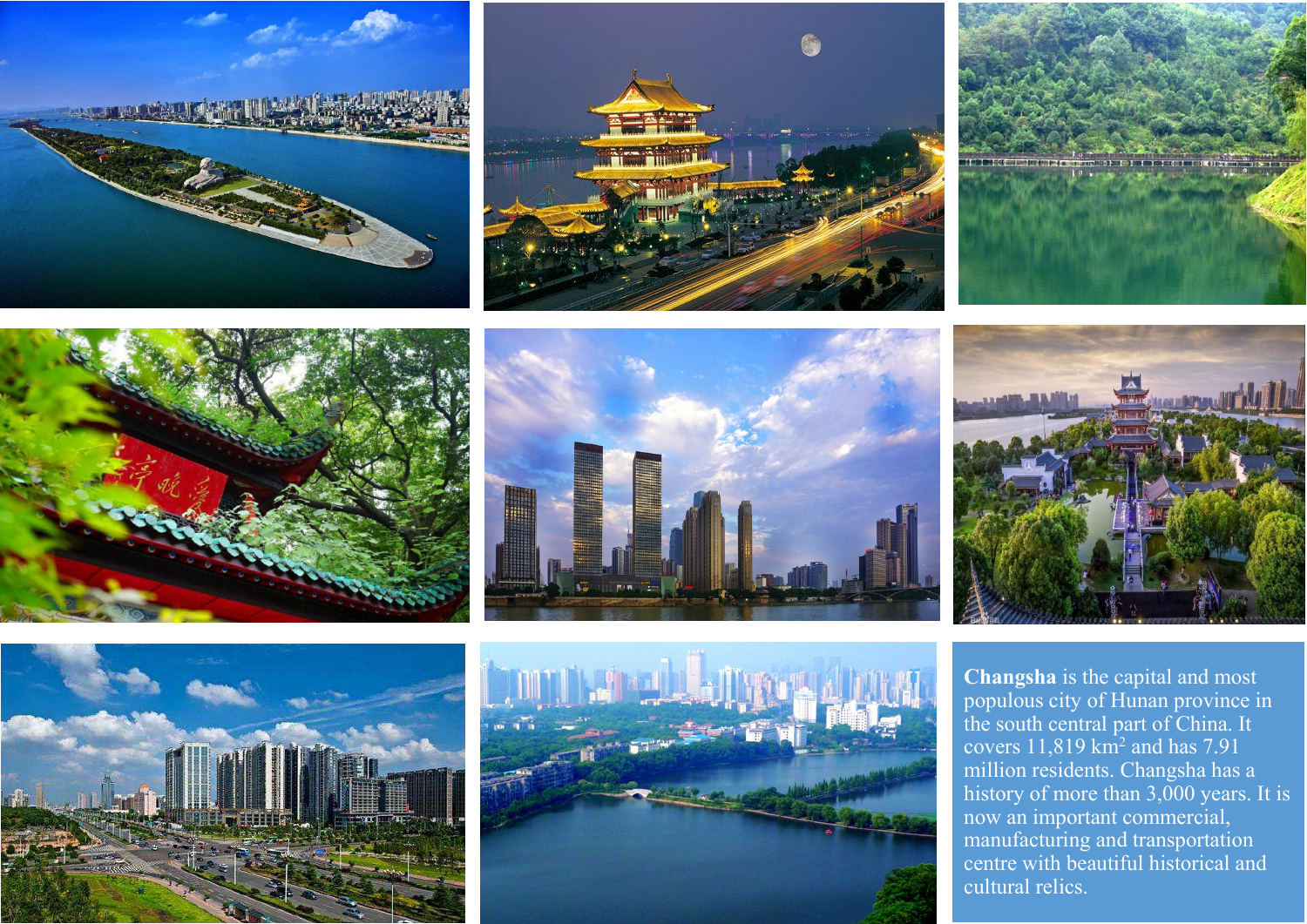**Changsha** is the capital and most populous city of Hunan province in the south central part of China. It covers 11,819 km$^2$ and has 7.91 million residents. Changsha has a history of more than 3,000 years. It is now an important commercial, manufacturing and transportation centre with beautiful historical and cultural relics.